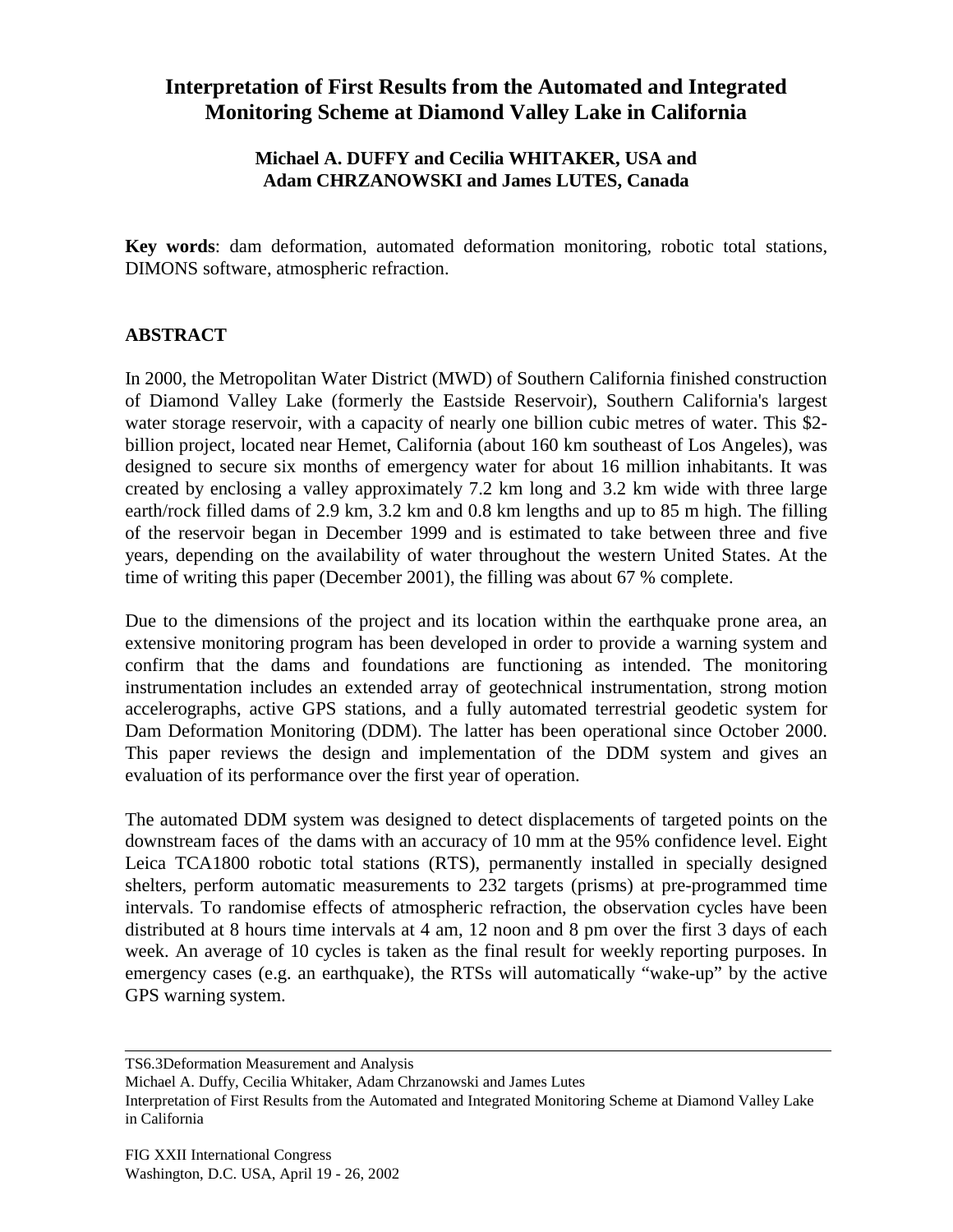# Interpretation of First Results from the Automated and Integrated Monitoring Scheme at Diamond Valley Lake in California

**Michael A. DUFFY and Cecilia WHITAKER, USA and**
**Adam CHRZANOWSKI and James LUTES, Canada**

**Key words**: dam deformation, automated deformation monitoring, robotic total stations, DIMONS software, atmospheric refraction.

## ABSTRACT

In 2000, the Metropolitan Water District (MWD) of Southern California finished construction of Diamond Valley Lake (formerly the Eastside Reservoir), Southern California's largest water storage reservoir, with a capacity of nearly one billion cubic metres of water. This $2-billion project, located near Hemet, California (about 160 km southeast of Los Angeles), was designed to secure six months of emergency water for about 16 million inhabitants. It was created by enclosing a valley approximately 7.2 km long and 3.2 km wide with three large earth/rock filled dams of 2.9 km, 3.2 km and 0.8 km lengths and up to 85 m high. The filling of the reservoir began in December 1999 and is estimated to take between three and five years, depending on the availability of water throughout the western United States. At the time of writing this paper (December 2001), the filling was about 67 % complete.

Due to the dimensions of the project and its location within the earthquake prone area, an extensive monitoring program has been developed in order to provide a warning system and confirm that the dams and foundations are functioning as intended. The monitoring instrumentation includes an extended array of geotechnical instrumentation, strong motion accelerographs, active GPS stations, and a fully automated terrestrial geodetic system for Dam Deformation Monitoring (DDM). The latter has been operational since October 2000. This paper reviews the design and implementation of the DDM system and gives an evaluation of its performance over the first year of operation.

The automated DDM system was designed to detect displacements of targeted points on the downstream faces of the dams with an accuracy of 10 mm at the 95% confidence level. Eight Leica TCA1800 robotic total stations (RTS), permanently installed in specially designed shelters, perform automatic measurements to 232 targets (prisms) at pre-programmed time intervals. To randomise effects of atmospheric refraction, the observation cycles have been distributed at 8 hours time intervals at 4 am, 12 noon and 8 pm over the first 3 days of each week. An average of 10 cycles is taken as the final result for weekly reporting purposes. In emergency cases (e.g. an earthquake), the RTSs will automatically "wake-up" by the active GPS warning system.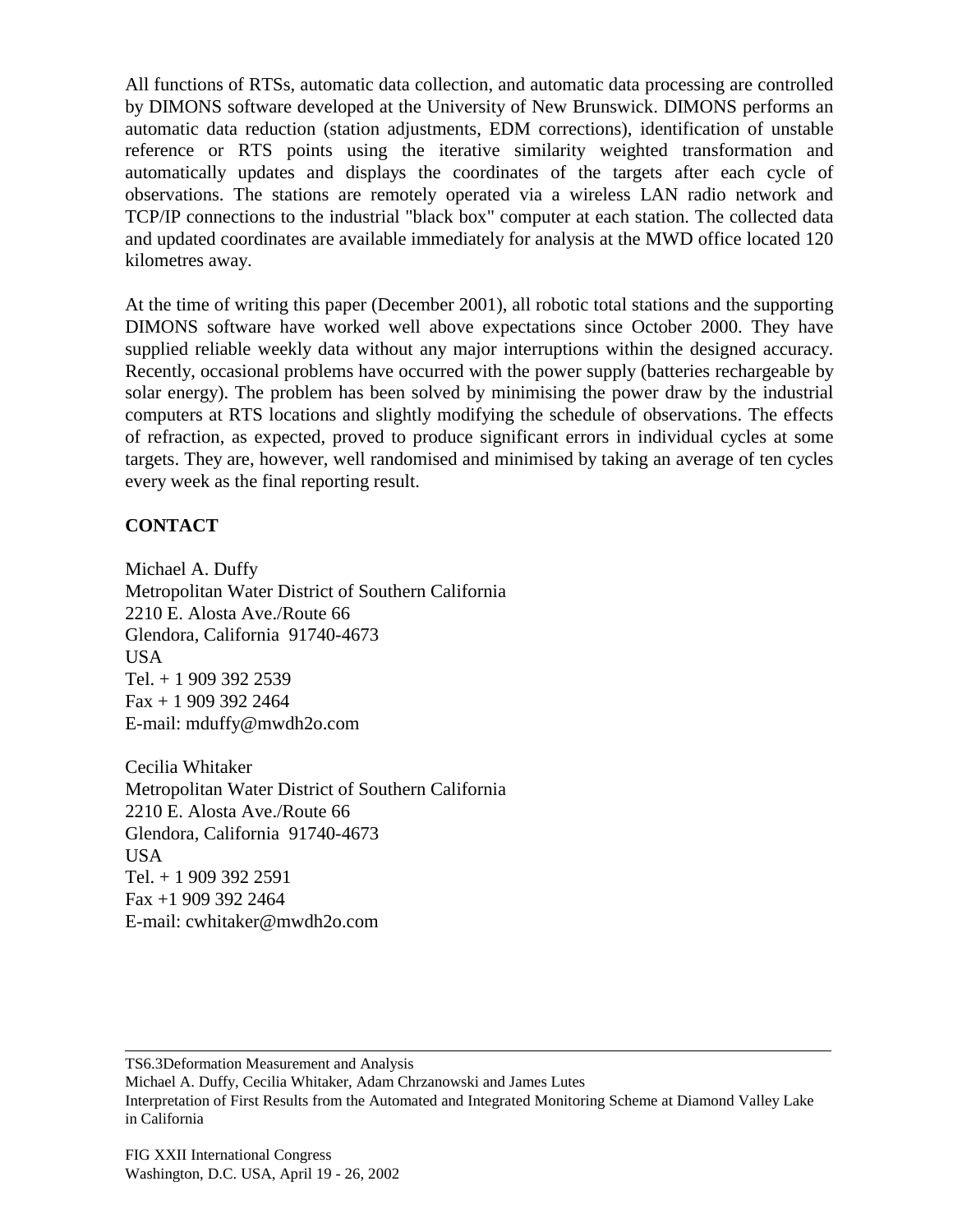All functions of RTSs, automatic data collection, and automatic data processing are controlled by DIMONS software developed at the University of New Brunswick. DIMONS performs an automatic data reduction (station adjustments, EDM corrections), identification of unstable reference or RTS points using the iterative similarity weighted transformation and automatically updates and displays the coordinates of the targets after each cycle of observations. The stations are remotely operated via a wireless LAN radio network and TCP/IP connections to the industrial "black box" computer at each station. The collected data and updated coordinates are available immediately for analysis at the MWD office located 120 kilometres away.

At the time of writing this paper (December 2001), all robotic total stations and the supporting DIMONS software have worked well above expectations since October 2000. They have supplied reliable weekly data without any major interruptions within the designed accuracy. Recently, occasional problems have occurred with the power supply (batteries rechargeable by solar energy). The problem has been solved by minimising the power draw by the industrial computers at RTS locations and slightly modifying the schedule of observations. The effects of refraction, as expected, proved to produce significant errors in individual cycles at some targets. They are, however, well randomised and minimised by taking an average of ten cycles every week as the final reporting result.

## CONTACT

Michael A. Duffy
Metropolitan Water District of Southern California
2210 E. Alosta Ave./Route 66
Glendora, California 91740-4673
USA
Tel. + 1 909 392 2539
Fax + 1 909 392 2464
E-mail: mduffy@mwdh2o.com

Cecilia Whitaker
Metropolitan Water District of Southern California
2210 E. Alosta Ave./Route 66
Glendora, California 91740-4673
USA
Tel. + 1 909 392 2591
Fax +1 909 392 2464
E-mail: cwhitaker@mwdh2o.com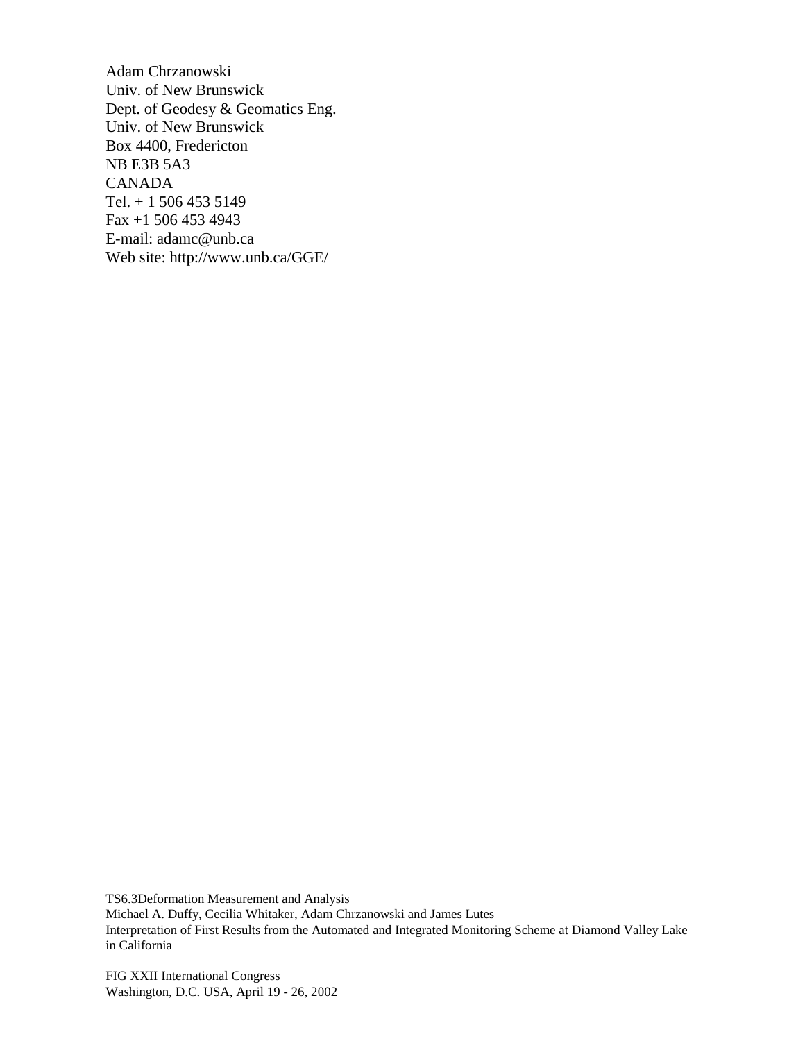Adam Chrzanowski
Univ. of New Brunswick
Dept. of Geodesy & Geomatics Eng.
Univ. of New Brunswick
Box 4400, Fredericton
NB E3B 5A3
CANADA
Tel. + 1 506 453 5149
Fax +1 506 453 4943
E-mail: adamc@unb.ca
Web site: http://www.unb.ca/GGE/